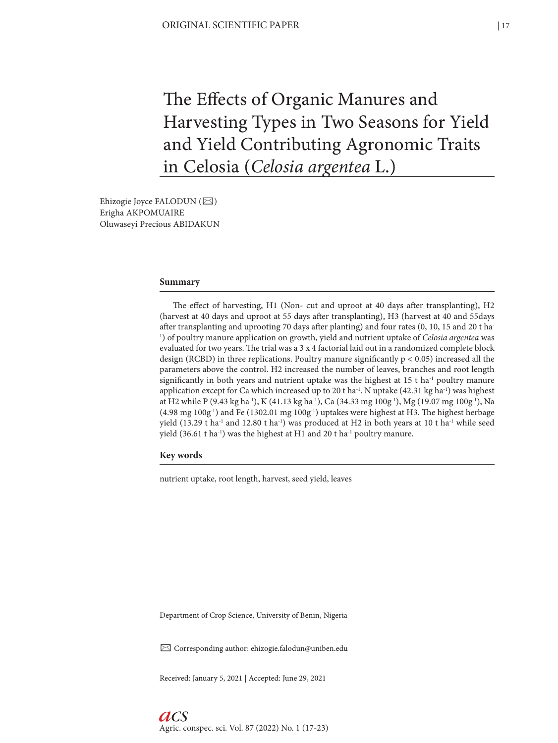# The Effects of Organic Manures and Harvesting Types in Two Seasons for Yield and Yield Contributing Agronomic Traits in Celosia (*Celosia argentea* L.)

Ehizogie Joyce FALODUN (✉)
Erigha AKPOMUAIRE
Oluwaseyi Precious ABIDAKUN

## Summary

The effect of harvesting, H1 (Non- cut and uproot at 40 days after transplanting), H2 (harvest at 40 days and uproot at 55 days after transplanting), H3 (harvest at 40 and 55days after transplanting and uprooting 70 days after planting) and four rates (0, 10, 15 and 20 t ha$^{-1}$) of poultry manure application on growth, yield and nutrient uptake of *Celosia argentea* was evaluated for two years. The trial was a 3 x 4 factorial laid out in a randomized complete block design (RCBD) in three replications. Poultry manure significantly $p < 0.05$) increased all the parameters above the control. H2 increased the number of leaves, branches and root length significantly in both years and nutrient uptake was the highest at 15 t ha$^{-1}$ poultry manure application except for Ca which increased up to 20 t ha$^{-1}$. N uptake (42.31 kg ha$^{-1}$) was highest at H2 while P (9.43 kg ha$^{-1}$), K (41.13 kg ha$^{-1}$), Ca (34.33 mg 100g$^{-1}$), Mg (19.07 mg 100g$^{-1}$), Na (4.98 mg 100g$^{-1}$) and Fe (1302.01 mg 100g$^{-1}$) uptakes were highest at H3. The highest herbage yield (13.29 t ha$^{-1}$ and 12.80 t ha$^{-1}$) was produced at H2 in both years at 10 t ha$^{-1}$ while seed yield (36.61 t ha$^{-1}$) was the highest at H1 and 20 t ha$^{-1}$ poultry manure.

## Key words

nutrient uptake, root length, harvest, seed yield, leaves

Department of Crop Science, University of Benin, Nigeria

✉ Corresponding author: ehizogie.falodun@uniben.edu

Received: January 5, 2021 | Accepted: June 29, 2021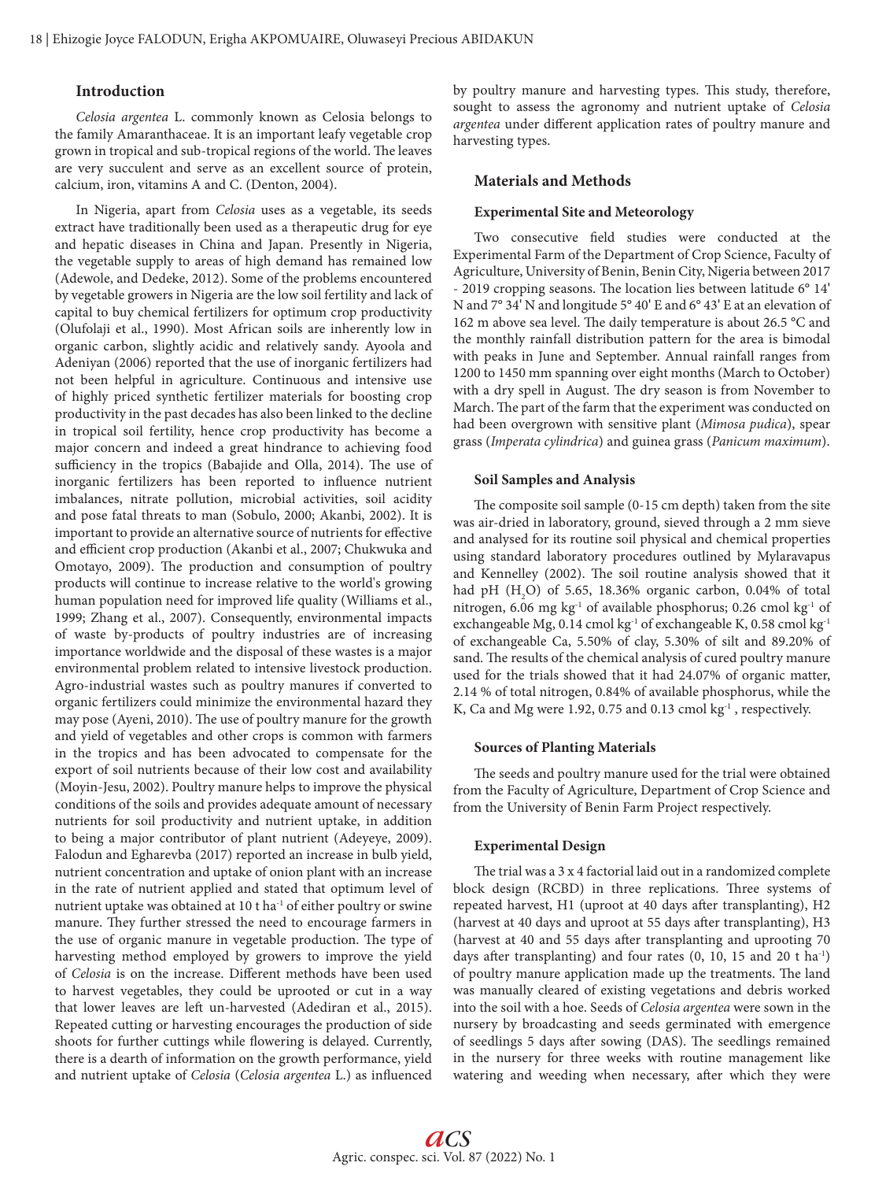## Introduction

*Celosia argentea* L. commonly known as Celosia belongs to the family Amaranthaceae. It is an important leafy vegetable crop grown in tropical and sub-tropical regions of the world. The leaves are very succulent and serve as an excellent source of protein, calcium, iron, vitamins A and C. (Denton, 2004).

In Nigeria, apart from *Celosia* uses as a vegetable, its seeds extract have traditionally been used as a therapeutic drug for eye and hepatic diseases in China and Japan. Presently in Nigeria, the vegetable supply to areas of high demand has remained low (Adewole, and Dedeke, 2012). Some of the problems encountered by vegetable growers in Nigeria are the low soil fertility and lack of capital to buy chemical fertilizers for optimum crop productivity (Olufolaji et al., 1990). Most African soils are inherently low in organic carbon, slightly acidic and relatively sandy. Ayoola and Adeniyan (2006) reported that the use of inorganic fertilizers had not been helpful in agriculture. Continuous and intensive use of highly priced synthetic fertilizer materials for boosting crop productivity in the past decades has also been linked to the decline in tropical soil fertility, hence crop productivity has become a major concern and indeed a great hindrance to achieving food sufficiency in the tropics (Babajide and Olla, 2014). The use of inorganic fertilizers has been reported to influence nutrient imbalances, nitrate pollution, microbial activities, soil acidity and pose fatal threats to man (Sobulo, 2000; Akanbi, 2002). It is important to provide an alternative source of nutrients for effective and efficient crop production (Akanbi et al., 2007; Chukwuka and Omotayo, 2009). The production and consumption of poultry products will continue to increase relative to the world's growing human population need for improved life quality (Williams et al., 1999; Zhang et al., 2007). Consequently, environmental impacts of waste by-products of poultry industries are of increasing importance worldwide and the disposal of these wastes is a major environmental problem related to intensive livestock production. Agro-industrial wastes such as poultry manures if converted to organic fertilizers could minimize the environmental hazard they may pose (Ayeni, 2010). The use of poultry manure for the growth and yield of vegetables and other crops is common with farmers in the tropics and has been advocated to compensate for the export of soil nutrients because of their low cost and availability (Moyin-Jesu, 2002). Poultry manure helps to improve the physical conditions of the soils and provides adequate amount of necessary nutrients for soil productivity and nutrient uptake, in addition to being a major contributor of plant nutrient (Adeyeye, 2009). Falodun and Egharevba (2017) reported an increase in bulb yield, nutrient concentration and uptake of onion plant with an increase in the rate of nutrient applied and stated that optimum level of nutrient uptake was obtained at 10 t $ha^{-1}$ of either poultry or swine manure. They further stressed the need to encourage farmers in the use of organic manure in vegetable production. The type of harvesting method employed by growers to improve the yield of *Celosia* is on the increase. Different methods have been used to harvest vegetables, they could be uprooted or cut in a way that lower leaves are left un-harvested (Adediran et al., 2015). Repeated cutting or harvesting encourages the production of side shoots for further cuttings while flowering is delayed. Currently, there is a dearth of information on the growth performance, yield and nutrient uptake of *Celosia* (*Celosia argentea* L.) as influenced by poultry manure and harvesting types. This study, therefore, sought to assess the agronomy and nutrient uptake of *Celosia argentea* under different application rates of poultry manure and harvesting types.

## Materials and Methods

### Experimental Site and Meteorology

Two consecutive field studies were conducted at the Experimental Farm of the Department of Crop Science, Faculty of Agriculture, University of Benin, Benin City, Nigeria between 2017 - 2019 cropping seasons. The location lies between latitude 6° 14' N and 7° 34' N and longitude 5° 40' E and 6° 43' E at an elevation of 162 m above sea level. The daily temperature is about 26.5 °C and the monthly rainfall distribution pattern for the area is bimodal with peaks in June and September. Annual rainfall ranges from 1200 to 1450 mm spanning over eight months (March to October) with a dry spell in August. The dry season is from November to March. The part of the farm that the experiment was conducted on had been overgrown with sensitive plant (*Mimosa pudica*), spear grass (*Imperata cylindrica*) and guinea grass (*Panicum maximum*).

### Soil Samples and Analysis

The composite soil sample (0-15 cm depth) taken from the site was air-dried in laboratory, ground, sieved through a 2 mm sieve and analysed for its routine soil physical and chemical properties using standard laboratory procedures outlined by Mylaravapus and Kennelley (2002). The soil routine analysis showed that it had pH ($H_2O$) of 5.65, 18.36% organic carbon, 0.04% of total nitrogen, 6.06 mg $kg^{-1}$ of available phosphorus; 0.26 cmol $kg^{-1}$ of exchangeable Mg, 0.14 cmol $kg^{-1}$ of exchangeable K, 0.58 cmol $kg^{-1}$ of exchangeable Ca, 5.50% of clay, 5.30% of silt and 89.20% of sand. The results of the chemical analysis of cured poultry manure used for the trials showed that it had 24.07% of organic matter, 2.14 % of total nitrogen, 0.84% of available phosphorus, while the K, Ca and Mg were 1.92, 0.75 and 0.13 cmol $kg^{-1}$ , respectively.

### Sources of Planting Materials

The seeds and poultry manure used for the trial were obtained from the Faculty of Agriculture, Department of Crop Science and from the University of Benin Farm Project respectively.

### Experimental Design

The trial was a 3 x 4 factorial laid out in a randomized complete block design (RCBD) in three replications. Three systems of repeated harvest, H1 (uproot at 40 days after transplanting), H2 (harvest at 40 days and uproot at 55 days after transplanting), H3 (harvest at 40 and 55 days after transplanting and uprooting 70 days after transplanting) and four rates (0, 10, 15 and 20 t $ha^{-1}$) of poultry manure application made up the treatments. The land was manually cleared of existing vegetations and debris worked into the soil with a hoe. Seeds of *Celosia argentea* were sown in the nursery by broadcasting and seeds germinated with emergence of seedlings 5 days after sowing (DAS). The seedlings remained in the nursery for three weeks with routine management like watering and weeding when necessary, after which they were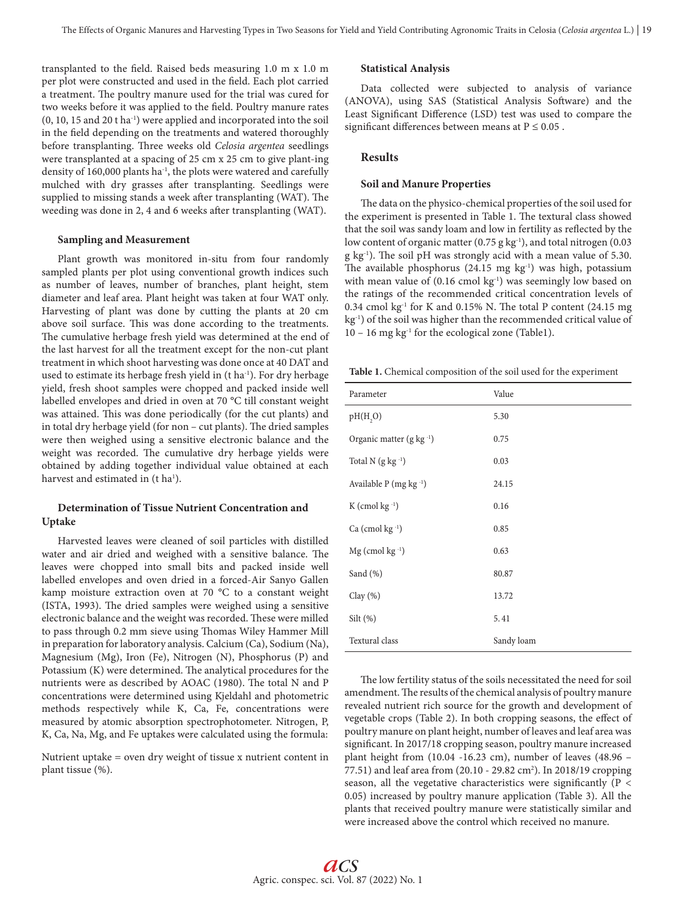transplanted to the field. Raised beds measuring 1.0 m x 1.0 m per plot were constructed and used in the field. Each plot carried a treatment. The poultry manure used for the trial was cured for two weeks before it was applied to the field. Poultry manure rates (0, 10, 15 and 20 t ha$^{-1}$) were applied and incorporated into the soil in the field depending on the treatments and watered thoroughly before transplanting. Three weeks old *Celosia argentea* seedlings were transplanted at a spacing of 25 cm x 25 cm to give plant-ing density of 160,000 plants ha$^{-1}$, the plots were watered and carefully mulched with dry grasses after transplanting. Seedlings were supplied to missing stands a week after transplanting (WAT). The weeding was done in 2, 4 and 6 weeks after transplanting (WAT).

### Sampling and Measurement

Plant growth was monitored in-situ from four randomly sampled plants per plot using conventional growth indices such as number of leaves, number of branches, plant height, stem diameter and leaf area. Plant height was taken at four WAT only. Harvesting of plant was done by cutting the plants at 20 cm above soil surface. This was done according to the treatments. The cumulative herbage fresh yield was determined at the end of the last harvest for all the treatment except for the non-cut plant treatment in which shoot harvesting was done once at 40 DAT and used to estimate its herbage fresh yield in (t ha$^{-1}$). For dry herbage yield, fresh shoot samples were chopped and packed inside well labelled envelopes and dried in oven at 70 °C till constant weight was attained. This was done periodically (for the cut plants) and in total dry herbage yield (for non – cut plants). The dried samples were then weighed using a sensitive electronic balance and the weight was recorded. The cumulative dry herbage yields were obtained by adding together individual value obtained at each harvest and estimated in (t ha$^{1}$).

### Determination of Tissue Nutrient Concentration and Uptake

Harvested leaves were cleaned of soil particles with distilled water and air dried and weighed with a sensitive balance. The leaves were chopped into small bits and packed inside well labelled envelopes and oven dried in a forced-Air Sanyo Gallen kamp moisture extraction oven at 70 °C to a constant weight (ISTA, 1993). The dried samples were weighed using a sensitive electronic balance and the weight was recorded. These were milled to pass through 0.2 mm sieve using Thomas Wiley Hammer Mill in preparation for laboratory analysis. Calcium (Ca), Sodium (Na), Magnesium (Mg), Iron (Fe), Nitrogen (N), Phosphorus (P) and Potassium (K) were determined. The analytical procedures for the nutrients were as described by AOAC (1980). The total N and P concentrations were determined using Kjeldahl and photometric methods respectively while K, Ca, Fe, concentrations were measured by atomic absorption spectrophotometer. Nitrogen, P, K, Ca, Na, Mg, and Fe uptakes were calculated using the formula:

Nutrient uptake = oven dry weight of tissue x nutrient content in plant tissue (%).

### Statistical Analysis

Data collected were subjected to analysis of variance (ANOVA), using SAS (Statistical Analysis Software) and the Least Significant Difference (LSD) test was used to compare the significant differences between means at $P \leq 0.05$ .

## Results

### Soil and Manure Properties

The data on the physico-chemical properties of the soil used for the experiment is presented in Table 1. The textural class showed that the soil was sandy loam and low in fertility as reflected by the low content of organic matter (0.75 g kg$^{-1}$), and total nitrogen (0.03 g kg$^{-1}$). The soil pH was strongly acid with a mean value of 5.30. The available phosphorus (24.15 mg kg$^{-1}$) was high, potassium with mean value of (0.16 cmol kg$^{-1}$) was seemingly low based on the ratings of the recommended critical concentration levels of 0.34 cmol kg$^{-1}$ for K and 0.15% N. The total P content (24.15 mg kg$^{-1}$) of the soil was higher than the recommended critical value of 10 – 16 mg kg$^{-1}$ for the ecological zone (Table1).

**Table 1.** Chemical composition of the soil used for the experiment

| Parameter | Value |
|---|---|
| pH($H_2O$) | 5.30 |
| Organic matter (g kg $^{-1}$) | 0.75 |
| Total N (g kg $^{-1}$) | 0.03 |
| Available P (mg kg $^{-1}$) | 24.15 |
| K (cmol kg $^{-1}$) | 0.16 |
| Ca (cmol kg $^{-1}$) | 0.85 |
| Mg (cmol kg $^{-1}$) | 0.63 |
| Sand (%) | 80.87 |
| Clay (%) | 13.72 |
| Silt (%) | 5.41 |
| Textural class | Sandy loam |

The low fertility status of the soils necessitated the need for soil amendment. The results of the chemical analysis of poultry manure revealed nutrient rich source for the growth and development of vegetable crops (Table 2). In both cropping seasons, the effect of poultry manure on plant height, number of leaves and leaf area was significant. In 2017/18 cropping season, poultry manure increased plant height from (10.04 -16.23 cm), number of leaves (48.96 – 77.51) and leaf area from (20.10 - 29.82 cm$^2$). In 2018/19 cropping season, all the vegetative characteristics were significantly ($P < 0.05$) increased by poultry manure application (Table 3). All the plants that received poultry manure were statistically similar and were increased above the control which received no manure.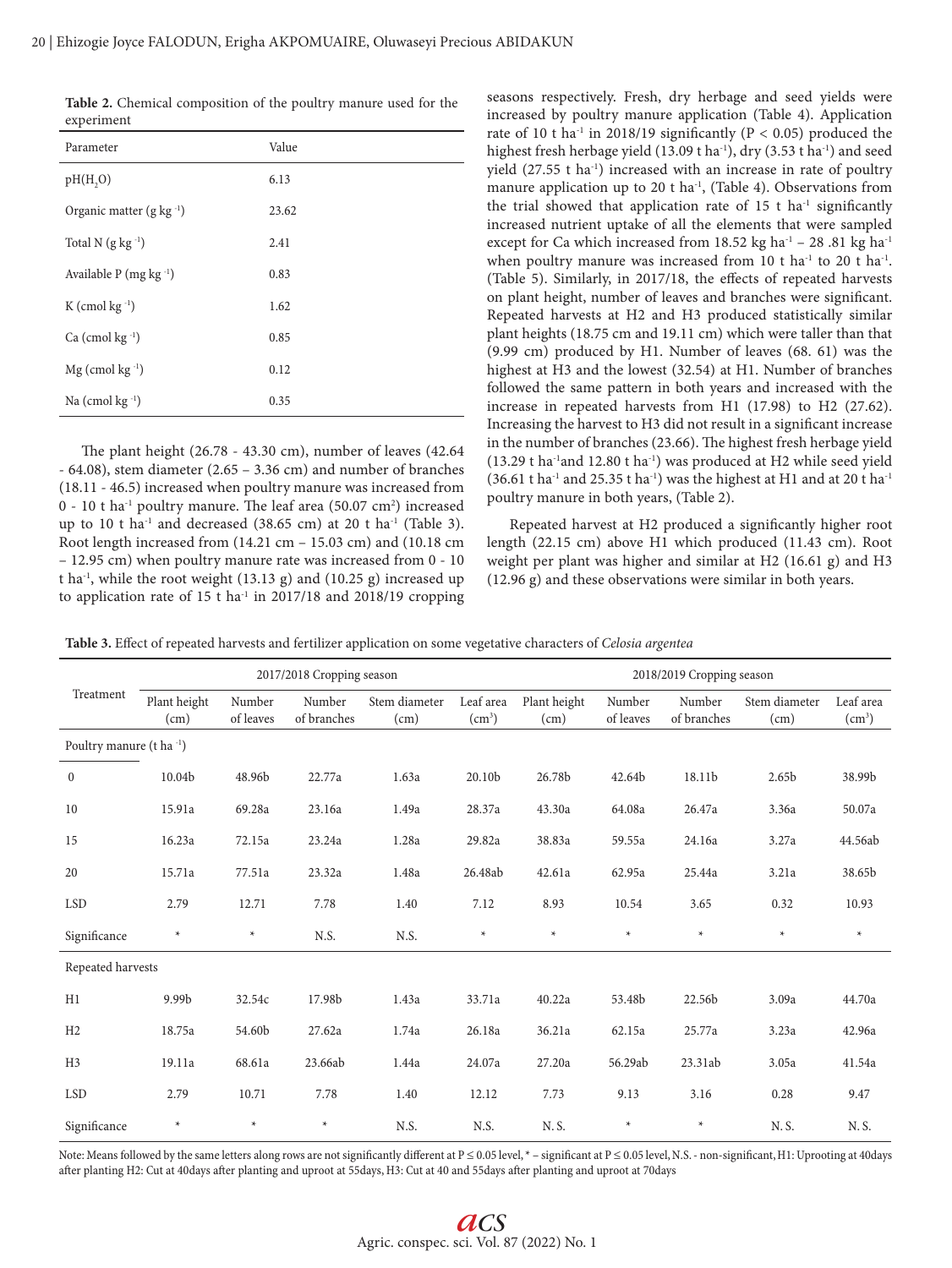**Table 2.** Chemical composition of the poultry manure used for the experiment

| Parameter | Value |
|---|---|
| pH($H_2O$) | 6.13 |
| Organic matter (g kg $^{-1}$) | 23.62 |
| Total N (g kg $^{-1}$) | 2.41 |
| Available P (mg kg $^{-1}$) | 0.83 |
| K (cmol kg $^{-1}$) | 1.62 |
| Ca (cmol kg $^{-1}$) | 0.85 |
| Mg (cmol kg $^{-1}$) | 0.12 |
| Na (cmol kg $^{-1}$) | 0.35 |

The plant height (26.78 - 43.30 cm), number of leaves (42.64 - 64.08), stem diameter (2.65 – 3.36 cm) and number of branches (18.11 - 46.5) increased when poultry manure was increased from 0 - 10 t ha$^{-1}$ poultry manure. The leaf area (50.07 cm$^2$) increased up to 10 t ha$^{-1}$ and decreased (38.65 cm) at 20 t ha$^{-1}$ (Table 3). Root length increased from (14.21 cm – 15.03 cm) and (10.18 cm – 12.95 cm) when poultry manure rate was increased from 0 - 10 t ha$^{-1}$, while the root weight (13.13 g) and (10.25 g) increased up to application rate of 15 t ha$^{-1}$ in 2017/18 and 2018/19 cropping seasons respectively. Fresh, dry herbage and seed yields were increased by poultry manure application (Table 4). Application rate of 10 t ha$^{-1}$ in 2018/19 significantly ($P < 0.05$) produced the highest fresh herbage yield (13.09 t ha$^{-1}$), dry (3.53 t ha$^{-1}$) and seed yield (27.55 t ha$^{-1}$) increased with an increase in rate of poultry manure application up to 20 t ha$^{-1}$, (Table 4). Observations from the trial showed that application rate of 15 t ha$^{-1}$ significantly increased nutrient uptake of all the elements that were sampled except for Ca which increased from 18.52 kg ha$^{-1}$ – 28 .81 kg ha$^{-1}$ when poultry manure was increased from 10 t ha$^{-1}$ to 20 t ha$^{-1}$. (Table 5). Similarly, in 2017/18, the effects of repeated harvests on plant height, number of leaves and branches were significant. Repeated harvests at H2 and H3 produced statistically similar plant heights (18.75 cm and 19.11 cm) which were taller than that (9.99 cm) produced by H1. Number of leaves (68. 61) was the highest at H3 and the lowest (32.54) at H1. Number of branches followed the same pattern in both years and increased with the increase in repeated harvests from H1 (17.98) to H2 (27.62). Increasing the harvest to H3 did not result in a significant increase in the number of branches (23.66). The highest fresh herbage yield (13.29 t ha$^{-1}$and 12.80 t ha$^{-1}$) was produced at H2 while seed yield (36.61 t ha$^{-1}$ and 25.35 t ha$^{-1}$) was the highest at H1 and at 20 t ha$^{-1}$ poultry manure in both years, (Table 2).

Repeated harvest at H2 produced a significantly higher root length (22.15 cm) above H1 which produced (11.43 cm). Root weight per plant was higher and similar at H2 (16.61 g) and H3 (12.96 g) and these observations were similar in both years.

**Table 3.** Effect of repeated harvests and fertilizer application on some vegetative characters of *Celosia argentea*

| Treatment | 2017/2018 Cropping season | | | | | 2018/2019 Cropping season | | | | |
|---|---|---|---|---|---|---|---|---|---|---|
| | Plant height (cm) | Number of leaves | Number of branches | Stem diameter (cm) | Leaf area (cm$^3$) | Plant height (cm) | Number of leaves | Number of branches | Stem diameter (cm) | Leaf area (cm$^3$) |
| Poultry manure (t ha $^{-1}$) | | | | | | | | | | |
| 0 | 10.04b | 48.96b | 22.77a | 1.63a | 20.10b | 26.78b | 42.64b | 18.11b | 2.65b | 38.99b |
| 10 | 15.91a | 69.28a | 23.16a | 1.49a | 28.37a | 43.30a | 64.08a | 26.47a | 3.36a | 50.07a |
| 15 | 16.23a | 72.15a | 23.24a | 1.28a | 29.82a | 38.83a | 59.55a | 24.16a | 3.27a | 44.56ab |
| 20 | 15.71a | 77.51a | 23.32a | 1.48a | 26.48ab | 42.61a | 62.95a | 25.44a | 3.21a | 38.65b |
| LSD | 2.79 | 12.71 | 7.78 | 1.40 | 7.12 | 8.93 | 10.54 | 3.65 | 0.32 | 10.93 |
| Significance | * | * | N.S. | N.S. | * | * | * | * | * | * |
| Repeated harvests | | | | | | | | | | |
| H1 | 9.99b | 32.54c | 17.98b | 1.43a | 33.71a | 40.22a | 53.48b | 22.56b | 3.09a | 44.70a |
| H2 | 18.75a | 54.60b | 27.62a | 1.74a | 26.18a | 36.21a | 62.15a | 25.77a | 3.23a | 42.96a |
| H3 | 19.11a | 68.61a | 23.66ab | 1.44a | 24.07a | 27.20a | 56.29ab | 23.31ab | 3.05a | 41.54a |
| LSD | 2.79 | 10.71 | 7.78 | 1.40 | 12.12 | 7.73 | 9.13 | 3.16 | 0.28 | 9.47 |
| Significance | * | * | * | N.S. | N.S. | N. S. | * | * | N. S. | N. S. |

Note: Means followed by the same letters along rows are not significantly different at $P \leq 0.05$ level, * – significant at $P \leq 0.05$ level, N.S. - non-significant, H1: Uprooting at 40days after planting H2: Cut at 40days after planting and uproot at 55days, H3: Cut at 40 and 55days after planting and uproot at 70days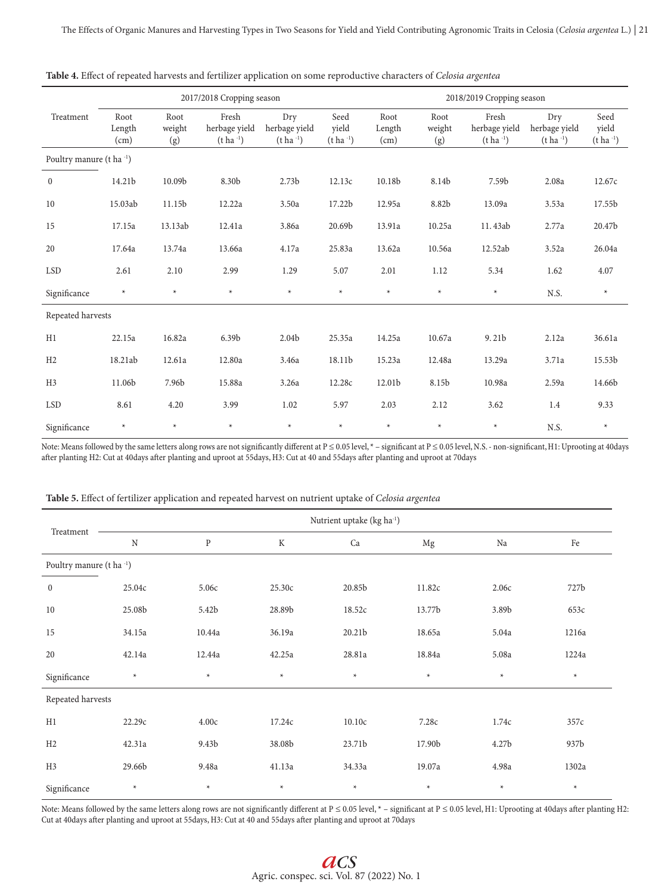**Table 4.** Effect of repeated harvests and fertilizer application on some reproductive characters of *Celosia argentea*

| Treatment | 2017/2018 Cropping season | | | | | 2018/2019 Cropping season | | | | |
|---|---|---|---|---|---|---|---|---|---|---|
| | Root Length (cm) | Root weight (g) | Fresh herbage yield (t ha $^{-1}$) | Dry herbage yield (t ha $^{-1}$) | Seed yield (t ha $^{-1}$) | Root Length (cm) | Root weight (g) | Fresh herbage yield (t ha $^{-1}$) | Dry herbage yield (t ha $^{-1}$) | Seed yield (t ha $^{-1}$) |
| Poultry manure (t ha $^{-1}$) | | | | | | | | | | |
| 0 | 14.21b | 10.09b | 8.30b | 2.73b | 12.13c | 10.18b | 8.14b | 7.59b | 2.08a | 12.67c |
| 10 | 15.03ab | 11.15b | 12.22a | 3.50a | 17.22b | 12.95a | 8.82b | 13.09a | 3.53a | 17.55b |
| 15 | 17.15a | 13.13ab | 12.41a | 3.86a | 20.69b | 13.91a | 10.25a | 11. 43ab | 2.77a | 20.47b |
| 20 | 17.64a | 13.74a | 13.66a | 4.17a | 25.83a | 13.62a | 10.56a | 12.52ab | 3.52a | 26.04a |
| LSD | 2.61 | 2.10 | 2.99 | 1.29 | 5.07 | 2.01 | 1.12 | 5.34 | 1.62 | 4.07 |
| Significance | * | * | * | * | * | * | * | * | N.S. | * |
| Repeated harvests | | | | | | | | | | |
| H1 | 22.15a | 16.82a | 6.39b | 2.04b | 25.35a | 14.25a | 10.67a | 9. 21b | 2.12a | 36.61a |
| H2 | 18.21ab | 12.61a | 12.80a | 3.46a | 18.11b | 15.23a | 12.48a | 13.29a | 3.71a | 15.53b |
| H3 | 11.06b | 7.96b | 15.88a | 3.26a | 12.28c | 12.01b | 8.15b | 10.98a | 2.59a | 14.66b |
| LSD | 8.61 | 4.20 | 3.99 | 1.02 | 5.97 | 2.03 | 2.12 | 3.62 | 1.4 | 9.33 |
| Significance | * | * | * | * | * | * | * | * | N.S. | * |

Note: Means followed by the same letters along rows are not significantly different at P ≤ 0.05 level, * – significant at P ≤ 0.05 level, N.S. - non-significant, H1: Uprooting at 40days after planting H2: Cut at 40days after planting and uproot at 55days, H3: Cut at 40 and 55days after planting and uproot at 70days

**Table 5.** Effect of fertilizer application and repeated harvest on nutrient uptake of *Celosia argentea*

| Treatment | Nutrient uptake (kg ha $^{-1}$) | | | | | | |
|---|---|---|---|---|---|---|---|
| | N | P | K | Ca | Mg | Na | Fe |
| Poultry manure (t ha $^{-1}$) | | | | | | | |
| 0 | 25.04c | 5.06c | 25.30c | 20.85b | 11.82c | 2.06c | 727b |
| 10 | 25.08b | 5.42b | 28.89b | 18.52c | 13.77b | 3.89b | 653c |
| 15 | 34.15a | 10.44a | 36.19a | 20.21b | 18.65a | 5.04a | 1216a |
| 20 | 42.14a | 12.44a | 42.25a | 28.81a | 18.84a | 5.08a | 1224a |
| Significance | * | * | * | * | * | * | * |
| Repeated harvests | | | | | | | |
| H1 | 22.29c | 4.00c | 17.24c | 10.10c | 7.28c | 1.74c | 357c |
| H2 | 42.31a | 9.43b | 38.08b | 23.71b | 17.90b | 4.27b | 937b |
| H3 | 29.66b | 9.48a | 41.13a | 34.33a | 19.07a | 4.98a | 1302a |
| Significance | * | * | * | * | * | * | * |

Note: Means followed by the same letters along rows are not significantly different at P ≤ 0.05 level, * – significant at P ≤ 0.05 level, H1: Uprooting at 40days after planting H2: Cut at 40days after planting and uproot at 55days, H3: Cut at 40 and 55days after planting and uproot at 70days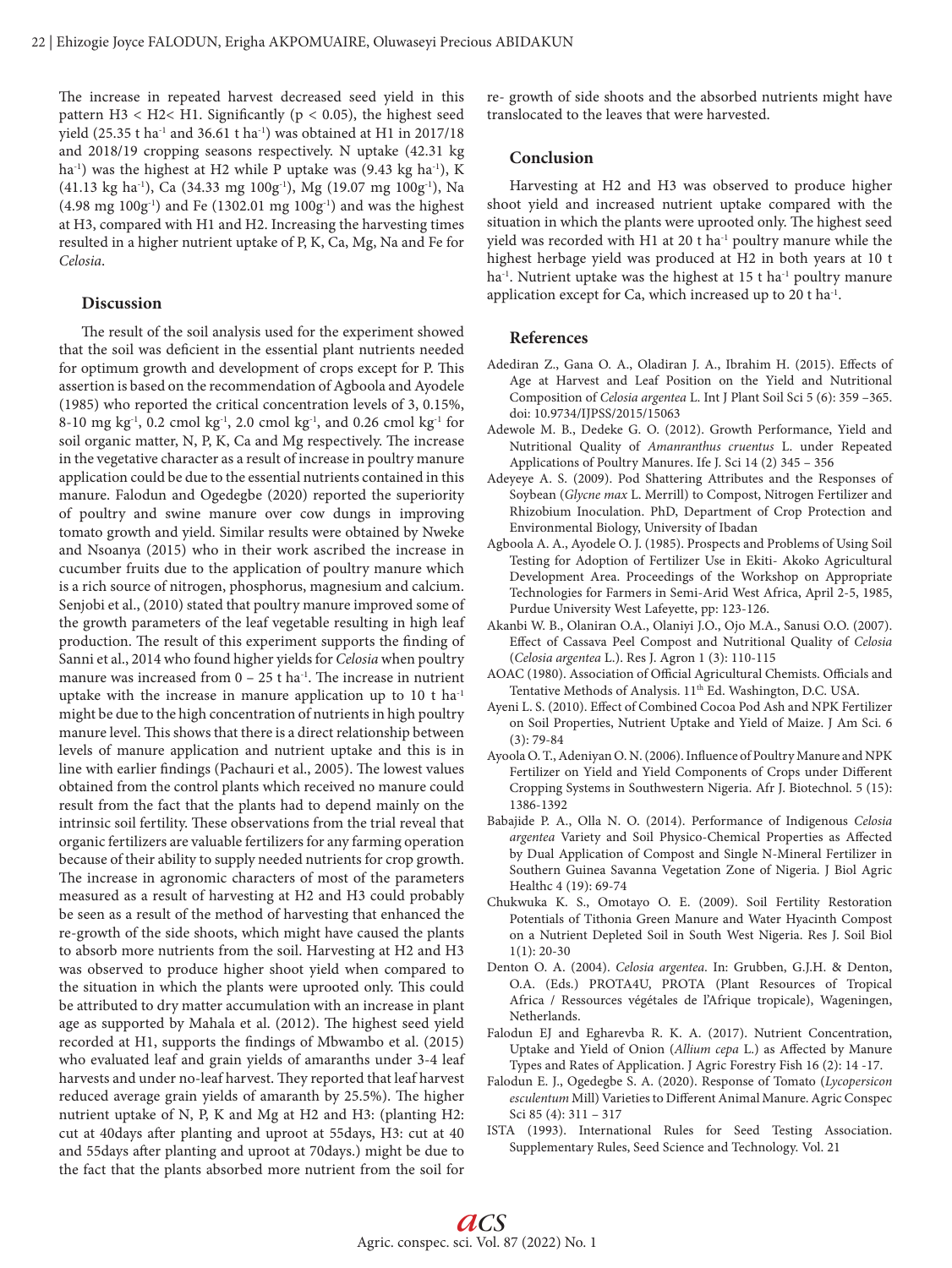The increase in repeated harvest decreased seed yield in this pattern H3 < H2< H1. Significantly ($p < 0.05$), the highest seed yield (25.35 t $ha^{-1}$ and 36.61 t $ha^{-1}$) was obtained at H1 in 2017/18 and 2018/19 cropping seasons respectively. N uptake (42.31 kg $ha^{-1}$) was the highest at H2 while P uptake was (9.43 kg $ha^{-1}$), K (41.13 kg $ha^{-1}$), Ca (34.33 mg $100g^{-1}$), Mg (19.07 mg $100g^{-1}$), Na (4.98 mg $100g^{-1}$) and Fe (1302.01 mg $100g^{-1}$) and was the highest at H3, compared with H1 and H2. Increasing the harvesting times resulted in a higher nutrient uptake of P, K, Ca, Mg, Na and Fe for *Celosia*.

## Discussion

The result of the soil analysis used for the experiment showed that the soil was deficient in the essential plant nutrients needed for optimum growth and development of crops except for P. This assertion is based on the recommendation of Agboola and Ayodele (1985) who reported the critical concentration levels of 3, 0.15%, 8-10 mg $kg^{-1}$, 0.2 cmol $kg^{-1}$, 2.0 cmol $kg^{-1}$, and 0.26 cmol $kg^{-1}$ for soil organic matter, N, P, K, Ca and Mg respectively. The increase in the vegetative character as a result of increase in poultry manure application could be due to the essential nutrients contained in this manure. Falodun and Ogedegbe (2020) reported the superiority of poultry and swine manure over cow dungs in improving tomato growth and yield. Similar results were obtained by Nweke and Nsoanya (2015) who in their work ascribed the increase in cucumber fruits due to the application of poultry manure which is a rich source of nitrogen, phosphorus, magnesium and calcium. Senjobi et al., (2010) stated that poultry manure improved some of the growth parameters of the leaf vegetable resulting in high leaf production. The result of this experiment supports the finding of Sanni et al., 2014 who found higher yields for *Celosia* when poultry manure was increased from 0 – 25 t $ha^{-1}$. The increase in nutrient uptake with the increase in manure application up to 10 t $ha^{-1}$ might be due to the high concentration of nutrients in high poultry manure level. This shows that there is a direct relationship between levels of manure application and nutrient uptake and this is in line with earlier findings (Pachauri et al., 2005). The lowest values obtained from the control plants which received no manure could result from the fact that the plants had to depend mainly on the intrinsic soil fertility. These observations from the trial reveal that organic fertilizers are valuable fertilizers for any farming operation because of their ability to supply needed nutrients for crop growth. The increase in agronomic characters of most of the parameters measured as a result of harvesting at H2 and H3 could probably be seen as a result of the method of harvesting that enhanced the re-growth of the side shoots, which might have caused the plants to absorb more nutrients from the soil. Harvesting at H2 and H3 was observed to produce higher shoot yield when compared to the situation in which the plants were uprooted only. This could be attributed to dry matter accumulation with an increase in plant age as supported by Mahala et al. (2012). The highest seed yield recorded at H1, supports the findings of Mbwambo et al. (2015) who evaluated leaf and grain yields of amaranths under 3-4 leaf harvests and under no-leaf harvest. They reported that leaf harvest reduced average grain yields of amaranth by 25.5%). The higher nutrient uptake of N, P, K and Mg at H2 and H3: (planting H2: cut at 40days after planting and uproot at 55days, H3: cut at 40 and 55days after planting and uproot at 70days.) might be due to the fact that the plants absorbed more nutrient from the soil for re- growth of side shoots and the absorbed nutrients might have translocated to the leaves that were harvested.

## Conclusion

Harvesting at H2 and H3 was observed to produce higher shoot yield and increased nutrient uptake compared with the situation in which the plants were uprooted only. The highest seed yield was recorded with H1 at 20 t $ha^{-1}$ poultry manure while the highest herbage yield was produced at H2 in both years at 10 t $ha^{-1}$. Nutrient uptake was the highest at 15 t $ha^{-1}$ poultry manure application except for Ca, which increased up to 20 t $ha^{-1}$.

## References

Adediran Z., Gana O. A., Oladiran J. A., Ibrahim H. (2015). Effects of Age at Harvest and Leaf Position on the Yield and Nutritional Composition of *Celosia argentea* L. Int J Plant Soil Sci 5 (6): 359 –365. doi: 10.9734/IJPSS/2015/15063

Adewole M. B., Dedeke G. O. (2012). Growth Performance, Yield and Nutritional Quality of *Amanranthus cruentus* L. under Repeated Applications of Poultry Manures. Ife J. Sci 14 (2) 345 – 356

Adeyeye A. S. (2009). Pod Shattering Attributes and the Responses of Soybean (*Glycne max* L. Merrill) to Compost, Nitrogen Fertilizer and Rhizobium Inoculation. PhD, Department of Crop Protection and Environmental Biology, University of Ibadan

Agboola A. A., Ayodele O. J. (1985). Prospects and Problems of Using Soil Testing for Adoption of Fertilizer Use in Ekiti- Akoko Agricultural Development Area. Proceedings of the Workshop on Appropriate Technologies for Farmers in Semi-Arid West Africa, April 2-5, 1985, Purdue University West Lafeyette, pp: 123-126.

Akanbi W. B., Olaniran O.A., Olaniyi J.O., Ojo M.A., Sanusi O.O. (2007). Effect of Cassava Peel Compost and Nutritional Quality of *Celosia* (*Celosia argentea* L.). Res J. Agron 1 (3): 110-115

AOAC (1980). Association of Official Agricultural Chemists. Officials and Tentative Methods of Analysis. 11th Ed. Washington, D.C. USA.

Ayeni L. S. (2010). Effect of Combined Cocoa Pod Ash and NPK Fertilizer on Soil Properties, Nutrient Uptake and Yield of Maize. J Am Sci. 6 (3): 79-84

Ayoola O. T., Adeniyan O. N. (2006). Influence of Poultry Manure and NPK Fertilizer on Yield and Yield Components of Crops under Different Cropping Systems in Southwestern Nigeria. Afr J. Biotechnol. 5 (15): 1386-1392

Babajide P. A., Olla N. O. (2014). Performance of Indigenous *Celosia argentea* Variety and Soil Physico-Chemical Properties as Affected by Dual Application of Compost and Single N-Mineral Fertilizer in Southern Guinea Savanna Vegetation Zone of Nigeria. J Biol Agric Healthc 4 (19): 69-74

Chukwuka K. S., Omotayo O. E. (2009). Soil Fertility Restoration Potentials of Tithonia Green Manure and Water Hyacinth Compost on a Nutrient Depleted Soil in South West Nigeria. Res J. Soil Biol 1(1): 20-30

Denton O. A. (2004). *Celosia argentea*. In: Grubben, G.J.H. & Denton, O.A. (Eds.) PROTA4U, PROTA (Plant Resources of Tropical Africa / Ressources végétales de l'Afrique tropicale), Wageningen, Netherlands.

Falodun EJ and Egharevba R. K. A. (2017). Nutrient Concentration, Uptake and Yield of Onion (*Allium cepa* L.) as Affected by Manure Types and Rates of Application. J Agric Forestry Fish 16 (2): 14 -17.

Falodun E. J., Ogedegbe S. A. (2020). Response of Tomato (*Lycopersicon esculentum* Mill) Varieties to Different Animal Manure. Agric Conspec Sci 85 (4): 311 – 317

ISTA (1993). International Rules for Seed Testing Association. Supplementary Rules, Seed Science and Technology. Vol. 21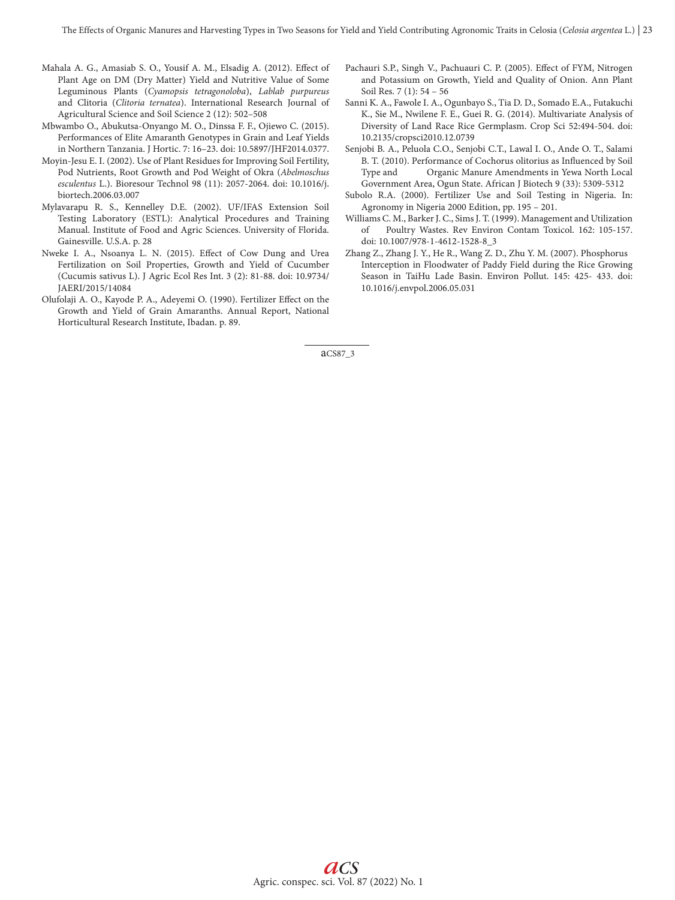Mahala A. G., Amasiab S. O., Yousif A. M., Elsadig A. (2012). Effect of Plant Age on DM (Dry Matter) Yield and Nutritive Value of Some Leguminous Plants (*Cyamopsis tetragonoloba*), *Lablab purpureus* and Clitoria (*Clitoria ternatea*). International Research Journal of Agricultural Science and Soil Science 2 (12): 502–508

Mbwambo O., Abukutsa-Onyango M. O., Dinssa F. F., Ojiewo C. (2015). Performances of Elite Amaranth Genotypes in Grain and Leaf Yields in Northern Tanzania. J Hortic. 7: 16–23. doi: 10.5897/JHF2014.0377.

Moyin-Jesu E. I. (2002). Use of Plant Residues for Improving Soil Fertility, Pod Nutrients, Root Growth and Pod Weight of Okra (*Abelmoschus esculentus* L.). Bioresour Technol 98 (11): 2057-2064. doi: 10.1016/j.biortech.2006.03.007

Mylavarapu R. S., Kennelley D.E. (2002). UF/IFAS Extension Soil Testing Laboratory (ESTL): Analytical Procedures and Training Manual. Institute of Food and Agric Sciences. University of Florida. Gainesville. U.S.A. p. 28

Nweke I. A., Nsoanya L. N. (2015). Effect of Cow Dung and Urea Fertilization on Soil Properties, Growth and Yield of Cucumber (Cucumis sativus L). J Agric Ecol Res Int. 3 (2): 81-88. doi: 10.9734/JAERI/2015/14084

Olufolaji A. O., Kayode P. A., Adeyemi O. (1990). Fertilizer Effect on the Growth and Yield of Grain Amaranths. Annual Report, National Horticultural Research Institute, Ibadan. p. 89.

Pachauri S.P., Singh V., Pachuauri C. P. (2005). Effect of FYM, Nitrogen and Potassium on Growth, Yield and Quality of Onion. Ann Plant Soil Res. 7 (1): 54 – 56

Sanni K. A., Fawole I. A., Ogunbayo S., Tia D. D., Somado E.A., Futakuchi K., Sie M., Nwilene F. E., Guei R. G. (2014). Multivariate Analysis of Diversity of Land Race Rice Germplasm. Crop Sci 52:494-504. doi: 10.2135/cropsci2010.12.0739

Senjobi B. A., Peluola C.O., Senjobi C.T., Lawal I. O., Ande O. T., Salami B. T. (2010). Performance of Cochorus olitorius as Influenced by Soil Type and Organic Manure Amendments in Yewa North Local Government Area, Ogun State. African J Biotech 9 (33): 5309-5312

Subolo R.A. (2000). Fertilizer Use and Soil Testing in Nigeria. In: Agronomy in Nigeria 2000 Edition, pp. 195 – 201.

Williams C. M., Barker J. C., Sims J. T. (1999). Management and Utilization of Poultry Wastes. Rev Environ Contam Toxicol. 162: 105-157. doi: 10.1007/978-1-4612-1528-8_3

Zhang Z., Zhang J. Y., He R., Wang Z. D., Zhu Y. M. (2007). Phosphorus Interception in Floodwater of Paddy Field during the Rice Growing Season in TaiHu Lade Basin. Environ Pollut. 145: 425- 433. doi: 10.1016/j.envpol.2006.05.031

aCS87_3